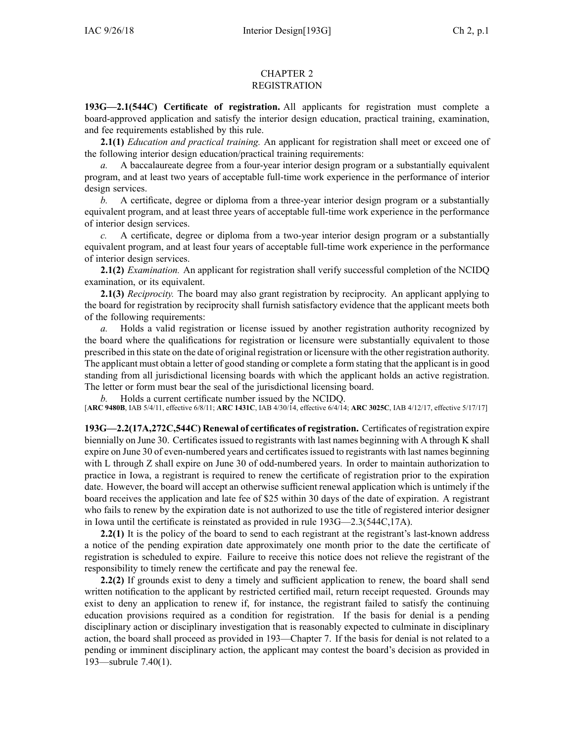# CHAPTER 2
# REGISTRATION

**193G—2.1(544C) Certificate of registration.** All applicants for registration must complete a board-approved application and satisfy the interior design education, practical training, examination, and fee requirements established by this rule.

**2.1(1)** *Education and practical training.* An applicant for registration shall meet or exceed one of the following interior design education/practical training requirements:

*a.* A baccalaureate degree from a four-year interior design program or a substantially equivalent program, and at least two years of acceptable full-time work experience in the performance of interior design services.

*b.* A certificate, degree or diploma from a three-year interior design program or a substantially equivalent program, and at least three years of acceptable full-time work experience in the performance of interior design services.

*c.* A certificate, degree or diploma from a two-year interior design program or a substantially equivalent program, and at least four years of acceptable full-time work experience in the performance of interior design services.

**2.1(2)** *Examination.* An applicant for registration shall verify successful completion of the NCIDQ examination, or its equivalent.

**2.1(3)** *Reciprocity.* The board may also grant registration by reciprocity. An applicant applying to the board for registration by reciprocity shall furnish satisfactory evidence that the applicant meets both of the following requirements:

*a.* Holds a valid registration or license issued by another registration authority recognized by the board where the qualifications for registration or licensure were substantially equivalent to those prescribed in this state on the date of original registration or licensure with the other registration authority. The applicant must obtain a letter of good standing or complete a form stating that the applicant is in good standing from all jurisdictional licensing boards with which the applicant holds an active registration. The letter or form must bear the seal of the jurisdictional licensing board.

*b.* Holds a current certificate number issued by the NCIDQ.

[**ARC 9480B**, IAB 5/4/11, effective 6/8/11; **ARC 1431C**, IAB 4/30/14, effective 6/4/14; **ARC 3025C**, IAB 4/12/17, effective 5/17/17]

**193G—2.2(17A,272C,544C) Renewal of certificates of registration.** Certificates of registration expire biennially on June 30. Certificates issued to registrants with last names beginning with A through K shall expire on June 30 of even-numbered years and certificates issued to registrants with last names beginning with L through Z shall expire on June 30 of odd-numbered years. In order to maintain authorization to practice in Iowa, a registrant is required to renew the certificate of registration prior to the expiration date. However, the board will accept an otherwise sufficient renewal application which is untimely if the board receives the application and late fee of $25 within 30 days of the date of expiration. A registrant who fails to renew by the expiration date is not authorized to use the title of registered interior designer in Iowa until the certificate is reinstated as provided in rule 193G—2.3(544C,17A).

**2.2(1)** It is the policy of the board to send to each registrant at the registrant's last-known address a notice of the pending expiration date approximately one month prior to the date the certificate of registration is scheduled to expire. Failure to receive this notice does not relieve the registrant of the responsibility to timely renew the certificate and pay the renewal fee.

**2.2(2)** If grounds exist to deny a timely and sufficient application to renew, the board shall send written notification to the applicant by restricted certified mail, return receipt requested. Grounds may exist to deny an application to renew if, for instance, the registrant failed to satisfy the continuing education provisions required as a condition for registration. If the basis for denial is a pending disciplinary action or disciplinary investigation that is reasonably expected to culminate in disciplinary action, the board shall proceed as provided in 193—Chapter 7. If the basis for denial is not related to a pending or imminent disciplinary action, the applicant may contest the board's decision as provided in 193—subrule 7.40(1).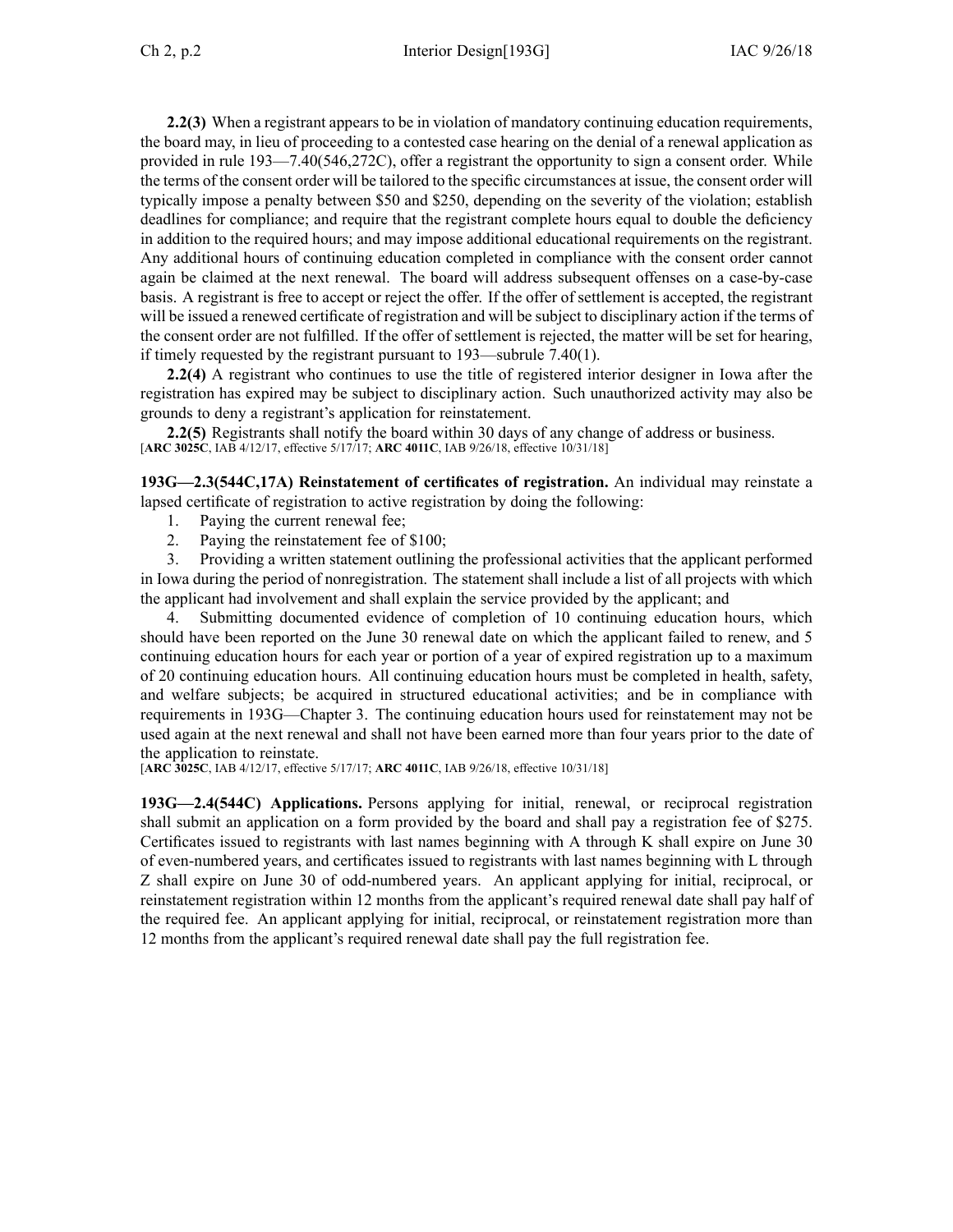**2.2(3)** When a registrant appears to be in violation of mandatory continuing education requirements, the board may, in lieu of proceeding to a contested case hearing on the denial of a renewal application as provided in rule 193—7.40(546,272C), offer a registrant the opportunity to sign a consent order. While the terms of the consent order will be tailored to the specific circumstances at issue, the consent order will typically impose a penalty between $50 and $250, depending on the severity of the violation; establish deadlines for compliance; and require that the registrant complete hours equal to double the deficiency in addition to the required hours; and may impose additional educational requirements on the registrant. Any additional hours of continuing education completed in compliance with the consent order cannot again be claimed at the next renewal. The board will address subsequent offenses on a case-by-case basis. A registrant is free to accept or reject the offer. If the offer of settlement is accepted, the registrant will be issued a renewed certificate of registration and will be subject to disciplinary action if the terms of the consent order are not fulfilled. If the offer of settlement is rejected, the matter will be set for hearing, if timely requested by the registrant pursuant to 193—subrule 7.40(1).

**2.2(4)** A registrant who continues to use the title of registered interior designer in Iowa after the registration has expired may be subject to disciplinary action. Such unauthorized activity may also be grounds to deny a registrant's application for reinstatement.

**2.2(5)** Registrants shall notify the board within 30 days of any change of address or business.
[**ARC 3025C**, IAB 4/12/17, effective 5/17/17; **ARC 4011C**, IAB 9/26/18, effective 10/31/18]

**193G—2.3(544C,17A) Reinstatement of certificates of registration.** An individual may reinstate a lapsed certificate of registration to active registration by doing the following:

1. Paying the current renewal fee;
2. Paying the reinstatement fee of $100;
3. Providing a written statement outlining the professional activities that the applicant performed in Iowa during the period of nonregistration. The statement shall include a list of all projects with which the applicant had involvement and shall explain the service provided by the applicant; and
4. Submitting documented evidence of completion of 10 continuing education hours, which should have been reported on the June 30 renewal date on which the applicant failed to renew, and 5 continuing education hours for each year or portion of a year of expired registration up to a maximum of 20 continuing education hours. All continuing education hours must be completed in health, safety, and welfare subjects; be acquired in structured educational activities; and be in compliance with requirements in 193G—Chapter 3. The continuing education hours used for reinstatement may not be used again at the next renewal and shall not have been earned more than four years prior to the date of the application to reinstate.

[**ARC 3025C**, IAB 4/12/17, effective 5/17/17; **ARC 4011C**, IAB 9/26/18, effective 10/31/18]

**193G—2.4(544C) Applications.** Persons applying for initial, renewal, or reciprocal registration shall submit an application on a form provided by the board and shall pay a registration fee of $275. Certificates issued to registrants with last names beginning with A through K shall expire on June 30 of even-numbered years, and certificates issued to registrants with last names beginning with L through Z shall expire on June 30 of odd-numbered years. An applicant applying for initial, reciprocal, or reinstatement registration within 12 months from the applicant's required renewal date shall pay half of the required fee. An applicant applying for initial, reciprocal, or reinstatement registration more than 12 months from the applicant's required renewal date shall pay the full registration fee.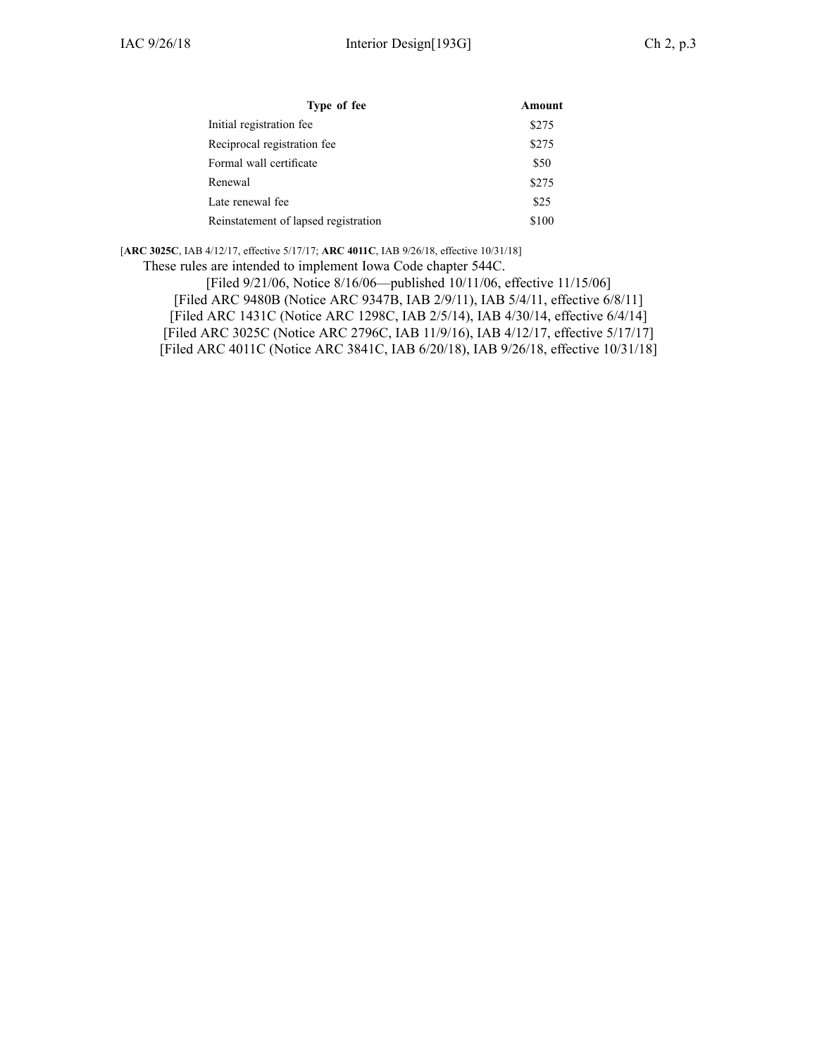| Type of fee | Amount |
| --- | --- |
| Initial registration fee | $275 |
| Reciprocal registration fee | $275 |
| Formal wall certificate | $50 |
| Renewal | $275 |
| Late renewal fee | $25 |
| Reinstatement of lapsed registration | $100 |

[**ARC 3025C**, IAB 4/12/17, effective 5/17/17; **ARC 4011C**, IAB 9/26/18, effective 10/31/18]

These rules are intended to implement Iowa Code chapter 544C.

[Filed 9/21/06, Notice 8/16/06—published 10/11/06, effective 11/15/06]
[Filed ARC 9480B (Notice ARC 9347B, IAB 2/9/11), IAB 5/4/11, effective 6/8/11]
[Filed ARC 1431C (Notice ARC 1298C, IAB 2/5/14), IAB 4/30/14, effective 6/4/14]
[Filed ARC 3025C (Notice ARC 2796C, IAB 11/9/16), IAB 4/12/17, effective 5/17/17]
[Filed ARC 4011C (Notice ARC 3841C, IAB 6/20/18), IAB 9/26/18, effective 10/31/18]